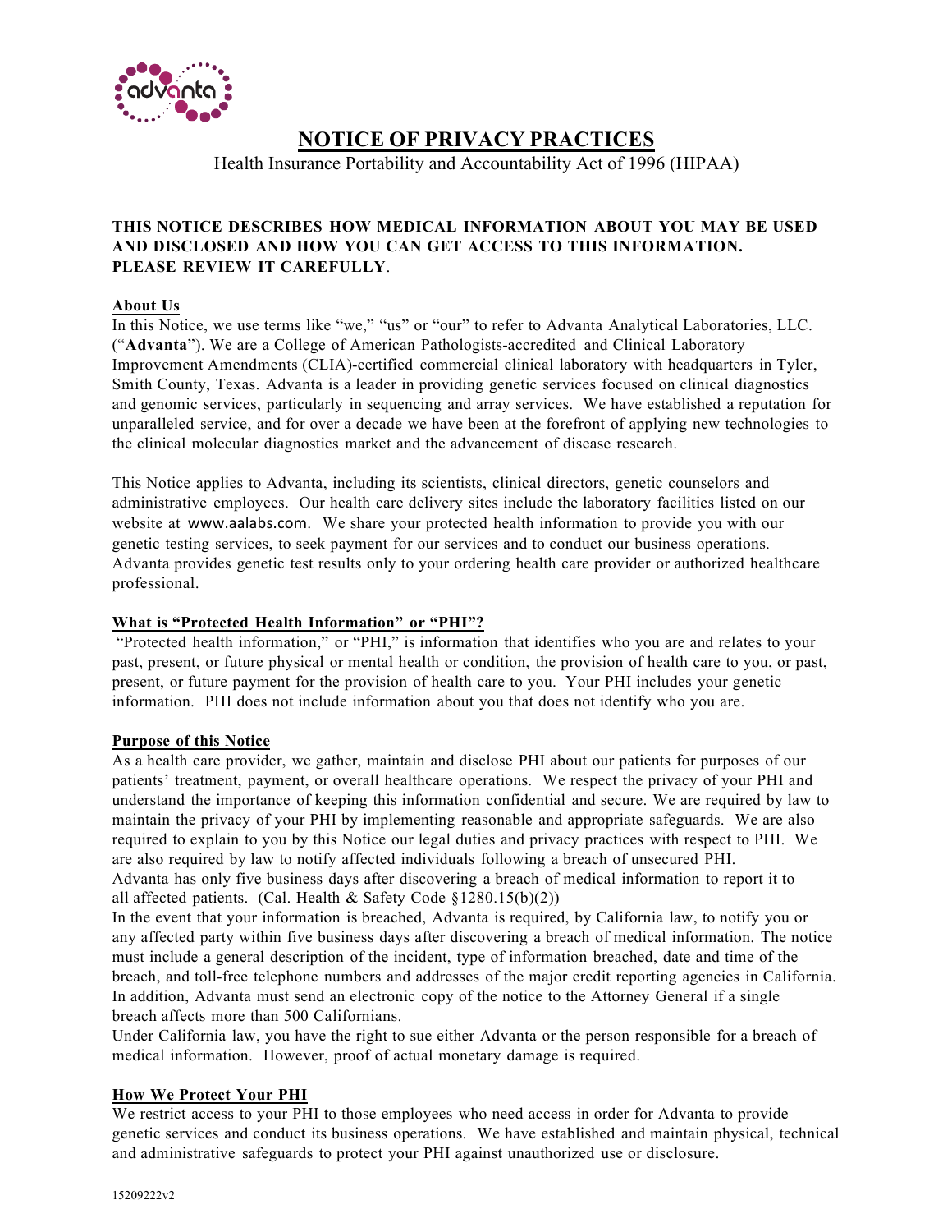# NOTICE OF PRIVACY PRACTICES

Health Insurance Portability and Accountability Act of 1996 (HIPAA)

**THIS NOTICE DESCRIBES HOW MEDICAL INFORMATION ABOUT YOU MAY BE USED AND DISCLOSED AND HOW YOU CAN GET ACCESS TO THIS INFORMATION. PLEASE REVIEW IT CAREFULLY**.

## About Us

In this Notice, we use terms like "we," "us" or "our" to refer to Advanta Analytical Laboratories, LLC. ("**Advanta**"). We are a College of American Pathologists-accredited and Clinical Laboratory Improvement Amendments (CLIA)-certified commercial clinical laboratory with headquarters in Tyler, Smith County, Texas. Advanta is a leader in providing genetic services focused on clinical diagnostics and genomic services, particularly in sequencing and array services. We have established a reputation for unparalleled service, and for over a decade we have been at the forefront of applying new technologies to the clinical molecular diagnostics market and the advancement of disease research.

This Notice applies to Advanta, including its scientists, clinical directors, genetic counselors and administrative employees. Our health care delivery sites include the laboratory facilities listed on our website at www.aalabs.com. We share your protected health information to provide you with our genetic testing services, to seek payment for our services and to conduct our business operations. Advanta provides genetic test results only to your ordering health care provider or authorized healthcare professional.

## What is "Protected Health Information" or "PHI"?

"Protected health information," or "PHI," is information that identifies who you are and relates to your past, present, or future physical or mental health or condition, the provision of health care to you, or past, present, or future payment for the provision of health care to you. Your PHI includes your genetic information. PHI does not include information about you that does not identify who you are.

## Purpose of this Notice

As a health care provider, we gather, maintain and disclose PHI about our patients for purposes of our patients' treatment, payment, or overall healthcare operations. We respect the privacy of your PHI and understand the importance of keeping this information confidential and secure. We are required by law to maintain the privacy of your PHI by implementing reasonable and appropriate safeguards. We are also required to explain to you by this Notice our legal duties and privacy practices with respect to PHI. We are also required by law to notify affected individuals following a breach of unsecured PHI.
Advanta has only five business days after discovering a breach of medical information to report it to all affected patients. (Cal. Health & Safety Code §1280.15(b)(2))
In the event that your information is breached, Advanta is required, by California law, to notify you or any affected party within five business days after discovering a breach of medical information. The notice must include a general description of the incident, type of information breached, date and time of the breach, and toll-free telephone numbers and addresses of the major credit reporting agencies in California. In addition, Advanta must send an electronic copy of the notice to the Attorney General if a single breach affects more than 500 Californians.
Under California law, you have the right to sue either Advanta or the person responsible for a breach of medical information. However, proof of actual monetary damage is required.

## How We Protect Your PHI

We restrict access to your PHI to those employees who need access in order for Advanta to provide genetic services and conduct its business operations. We have established and maintain physical, technical and administrative safeguards to protect your PHI against unauthorized use or disclosure.

15209222v2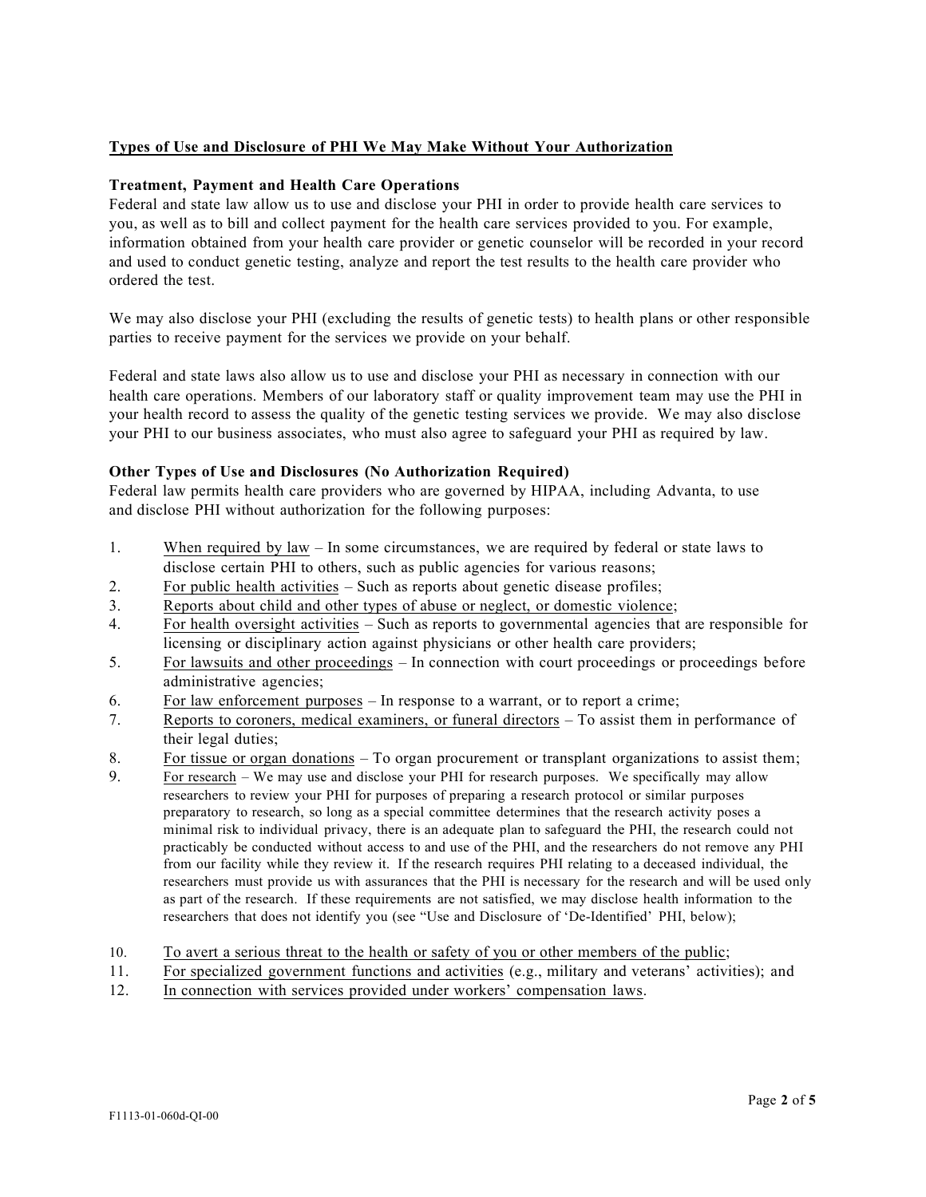## Types of Use and Disclosure of PHI We May Make Without Your Authorization

### Treatment, Payment and Health Care Operations

Federal and state law allow us to use and disclose your PHI in order to provide health care services to you, as well as to bill and collect payment for the health care services provided to you. For example, information obtained from your health care provider or genetic counselor will be recorded in your record and used to conduct genetic testing, analyze and report the test results to the health care provider who ordered the test.

We may also disclose your PHI (excluding the results of genetic tests) to health plans or other responsible parties to receive payment for the services we provide on your behalf.

Federal and state laws also allow us to use and disclose your PHI as necessary in connection with our health care operations. Members of our laboratory staff or quality improvement team may use the PHI in your health record to assess the quality of the genetic testing services we provide. We may also disclose your PHI to our business associates, who must also agree to safeguard your PHI as required by law.

### Other Types of Use and Disclosures (No Authorization Required)

Federal law permits health care providers who are governed by HIPAA, including Advanta, to use and disclose PHI without authorization for the following purposes:

1. When required by law – In some circumstances, we are required by federal or state laws to disclose certain PHI to others, such as public agencies for various reasons;
2. For public health activities – Such as reports about genetic disease profiles;
3. Reports about child and other types of abuse or neglect, or domestic violence;
4. For health oversight activities – Such as reports to governmental agencies that are responsible for licensing or disciplinary action against physicians or other health care providers;
5. For lawsuits and other proceedings – In connection with court proceedings or proceedings before administrative agencies;
6. For law enforcement purposes – In response to a warrant, or to report a crime;
7. Reports to coroners, medical examiners, or funeral directors – To assist them in performance of their legal duties;
8. For tissue or organ donations – To organ procurement or transplant organizations to assist them;
9. For research – We may use and disclose your PHI for research purposes. We specifically may allow researchers to review your PHI for purposes of preparing a research protocol or similar purposes preparatory to research, so long as a special committee determines that the research activity poses a minimal risk to individual privacy, there is an adequate plan to safeguard the PHI, the research could not practicably be conducted without access to and use of the PHI, and the researchers do not remove any PHI from our facility while they review it. If the research requires PHI relating to a deceased individual, the researchers must provide us with assurances that the PHI is necessary for the research and will be used only as part of the research. If these requirements are not satisfied, we may disclose health information to the researchers that does not identify you (see "Use and Disclosure of 'De-Identified' PHI, below);
10. To avert a serious threat to the health or safety of you or other members of the public;
11. For specialized government functions and activities (e.g., military and veterans' activities); and
12. In connection with services provided under workers' compensation laws.

F1113-01-060d-QI-00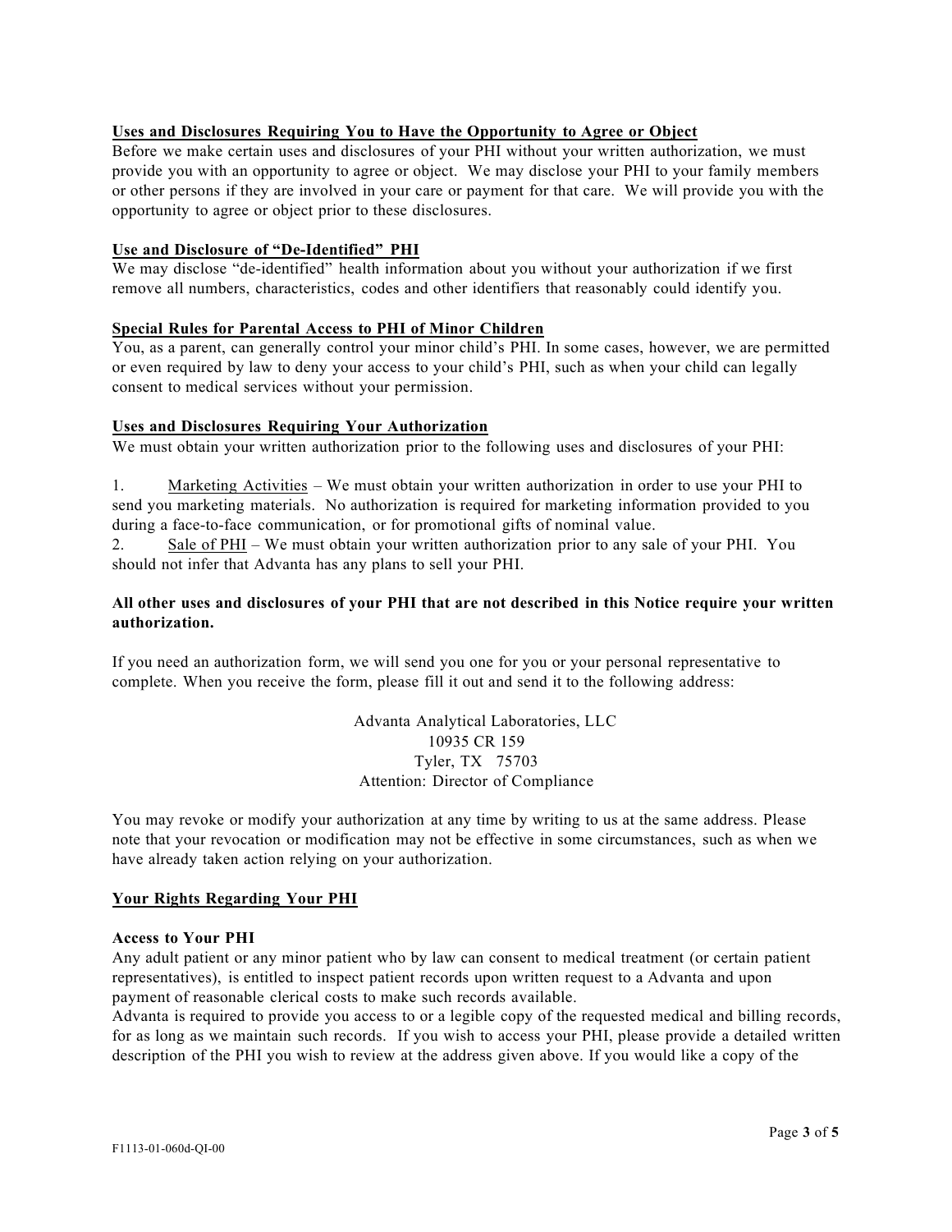**Uses and Disclosures Requiring You to Have the Opportunity to Agree or Object**

Before we make certain uses and disclosures of your PHI without your written authorization, we must provide you with an opportunity to agree or object. We may disclose your PHI to your family members or other persons if they are involved in your care or payment for that care. We will provide you with the opportunity to agree or object prior to these disclosures.

**Use and Disclosure of "De-Identified" PHI**

We may disclose "de-identified" health information about you without your authorization if we first remove all numbers, characteristics, codes and other identifiers that reasonably could identify you.

**Special Rules for Parental Access to PHI of Minor Children**

You, as a parent, can generally control your minor child's PHI. In some cases, however, we are permitted or even required by law to deny your access to your child's PHI, such as when your child can legally consent to medical services without your permission.

**Uses and Disclosures Requiring Your Authorization**

We must obtain your written authorization prior to the following uses and disclosures of your PHI:

1. Marketing Activities – We must obtain your written authorization in order to use your PHI to send you marketing materials. No authorization is required for marketing information provided to you during a face-to-face communication, or for promotional gifts of nominal value.
2. Sale of PHI – We must obtain your written authorization prior to any sale of your PHI. You should not infer that Advanta has any plans to sell your PHI.

**All other uses and disclosures of your PHI that are not described in this Notice require your written authorization.**

If you need an authorization form, we will send you one for you or your personal representative to complete. When you receive the form, please fill it out and send it to the following address:

Advanta Analytical Laboratories, LLC
10935 CR 159
Tyler, TX 75703
Attention: Director of Compliance

You may revoke or modify your authorization at any time by writing to us at the same address. Please note that your revocation or modification may not be effective in some circumstances, such as when we have already taken action relying on your authorization.

**Your Rights Regarding Your PHI**

**Access to Your PHI**

Any adult patient or any minor patient who by law can consent to medical treatment (or certain patient representatives), is entitled to inspect patient records upon written request to a Advanta and upon payment of reasonable clerical costs to make such records available.
Advanta is required to provide you access to or a legible copy of the requested medical and billing records, for as long as we maintain such records. If you wish to access your PHI, please provide a detailed written description of the PHI you wish to review at the address given above. If you would like a copy of the

F1113-01-060d-QI-00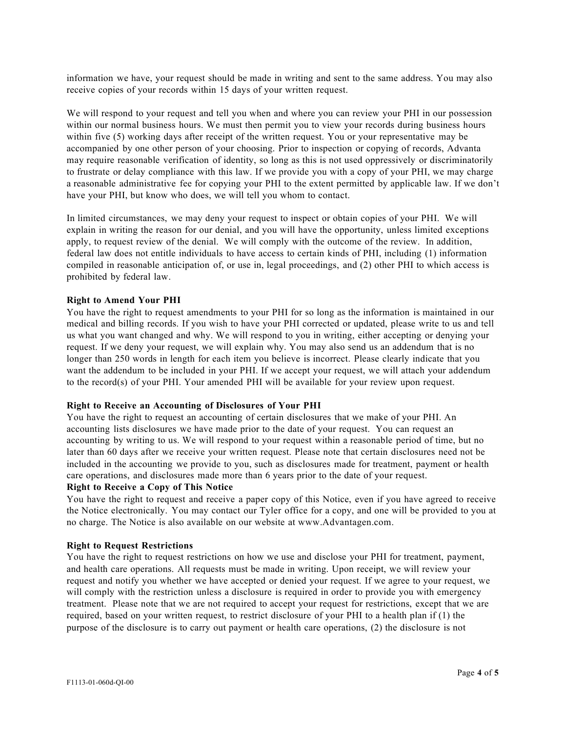information we have, your request should be made in writing and sent to the same address. You may also receive copies of your records within 15 days of your written request.

We will respond to your request and tell you when and where you can review your PHI in our possession within our normal business hours. We must then permit you to view your records during business hours within five (5) working days after receipt of the written request. You or your representative may be accompanied by one other person of your choosing. Prior to inspection or copying of records, Advanta may require reasonable verification of identity, so long as this is not used oppressively or discriminatorily to frustrate or delay compliance with this law. If we provide you with a copy of your PHI, we may charge a reasonable administrative fee for copying your PHI to the extent permitted by applicable law. If we don't have your PHI, but know who does, we will tell you whom to contact.

In limited circumstances, we may deny your request to inspect or obtain copies of your PHI. We will explain in writing the reason for our denial, and you will have the opportunity, unless limited exceptions apply, to request review of the denial. We will comply with the outcome of the review. In addition, federal law does not entitle individuals to have access to certain kinds of PHI, including (1) information compiled in reasonable anticipation of, or use in, legal proceedings, and (2) other PHI to which access is prohibited by federal law.

**Right to Amend Your PHI**

You have the right to request amendments to your PHI for so long as the information is maintained in our medical and billing records. If you wish to have your PHI corrected or updated, please write to us and tell us what you want changed and why. We will respond to you in writing, either accepting or denying your request. If we deny your request, we will explain why. You may also send us an addendum that is no longer than 250 words in length for each item you believe is incorrect. Please clearly indicate that you want the addendum to be included in your PHI. If we accept your request, we will attach your addendum to the record(s) of your PHI. Your amended PHI will be available for your review upon request.

**Right to Receive an Accounting of Disclosures of Your PHI**

You have the right to request an accounting of certain disclosures that we make of your PHI. An accounting lists disclosures we have made prior to the date of your request. You can request an accounting by writing to us. We will respond to your request within a reasonable period of time, but no later than 60 days after we receive your written request. Please note that certain disclosures need not be included in the accounting we provide to you, such as disclosures made for treatment, payment or health care operations, and disclosures made more than 6 years prior to the date of your request.

**Right to Receive a Copy of This Notice**

You have the right to request and receive a paper copy of this Notice, even if you have agreed to receive the Notice electronically. You may contact our Tyler office for a copy, and one will be provided to you at no charge. The Notice is also available on our website at www.Advantagen.com.

**Right to Request Restrictions**

You have the right to request restrictions on how we use and disclose your PHI for treatment, payment, and health care operations. All requests must be made in writing. Upon receipt, we will review your request and notify you whether we have accepted or denied your request. If we agree to your request, we will comply with the restriction unless a disclosure is required in order to provide you with emergency treatment. Please note that we are not required to accept your request for restrictions, except that we are required, based on your written request, to restrict disclosure of your PHI to a health plan if (1) the purpose of the disclosure is to carry out payment or health care operations, (2) the disclosure is not

F1113-01-060d-QI-00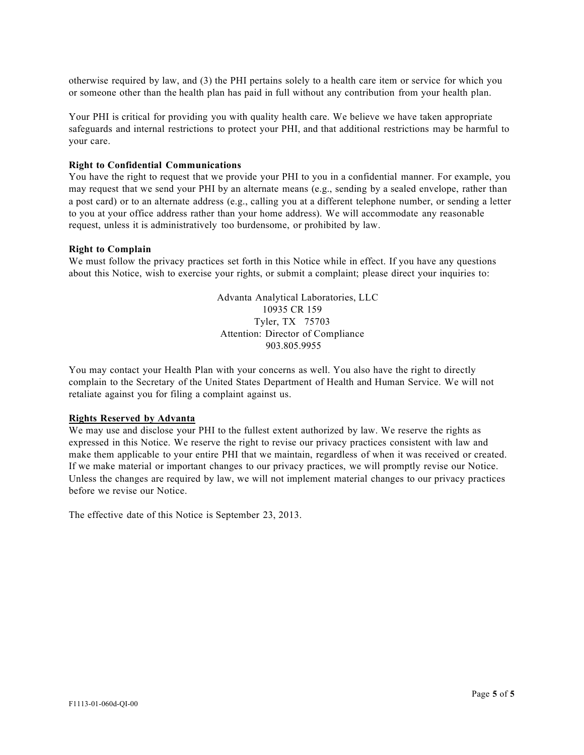otherwise required by law, and (3) the PHI pertains solely to a health care item or service for which you or someone other than the health plan has paid in full without any contribution from your health plan.

Your PHI is critical for providing you with quality health care. We believe we have taken appropriate safeguards and internal restrictions to protect your PHI, and that additional restrictions may be harmful to your care.

**Right to Confidential Communications**

You have the right to request that we provide your PHI to you in a confidential manner. For example, you may request that we send your PHI by an alternate means (e.g., sending by a sealed envelope, rather than a post card) or to an alternate address (e.g., calling you at a different telephone number, or sending a letter to you at your office address rather than your home address). We will accommodate any reasonable request, unless it is administratively too burdensome, or prohibited by law.

**Right to Complain**

We must follow the privacy practices set forth in this Notice while in effect. If you have any questions about this Notice, wish to exercise your rights, or submit a complaint; please direct your inquiries to:

Advanta Analytical Laboratories, LLC
10935 CR 159
Tyler, TX 75703
Attention: Director of Compliance
903.805.9955

You may contact your Health Plan with your concerns as well. You also have the right to directly complain to the Secretary of the United States Department of Health and Human Service. We will not retaliate against you for filing a complaint against us.

**Rights Reserved by Advanta**

We may use and disclose your PHI to the fullest extent authorized by law. We reserve the rights as expressed in this Notice. We reserve the right to revise our privacy practices consistent with law and make them applicable to your entire PHI that we maintain, regardless of when it was received or created. If we make material or important changes to our privacy practices, we will promptly revise our Notice. Unless the changes are required by law, we will not implement material changes to our privacy practices before we revise our Notice.

The effective date of this Notice is September 23, 2013.

F1113-01-060d-QI-00